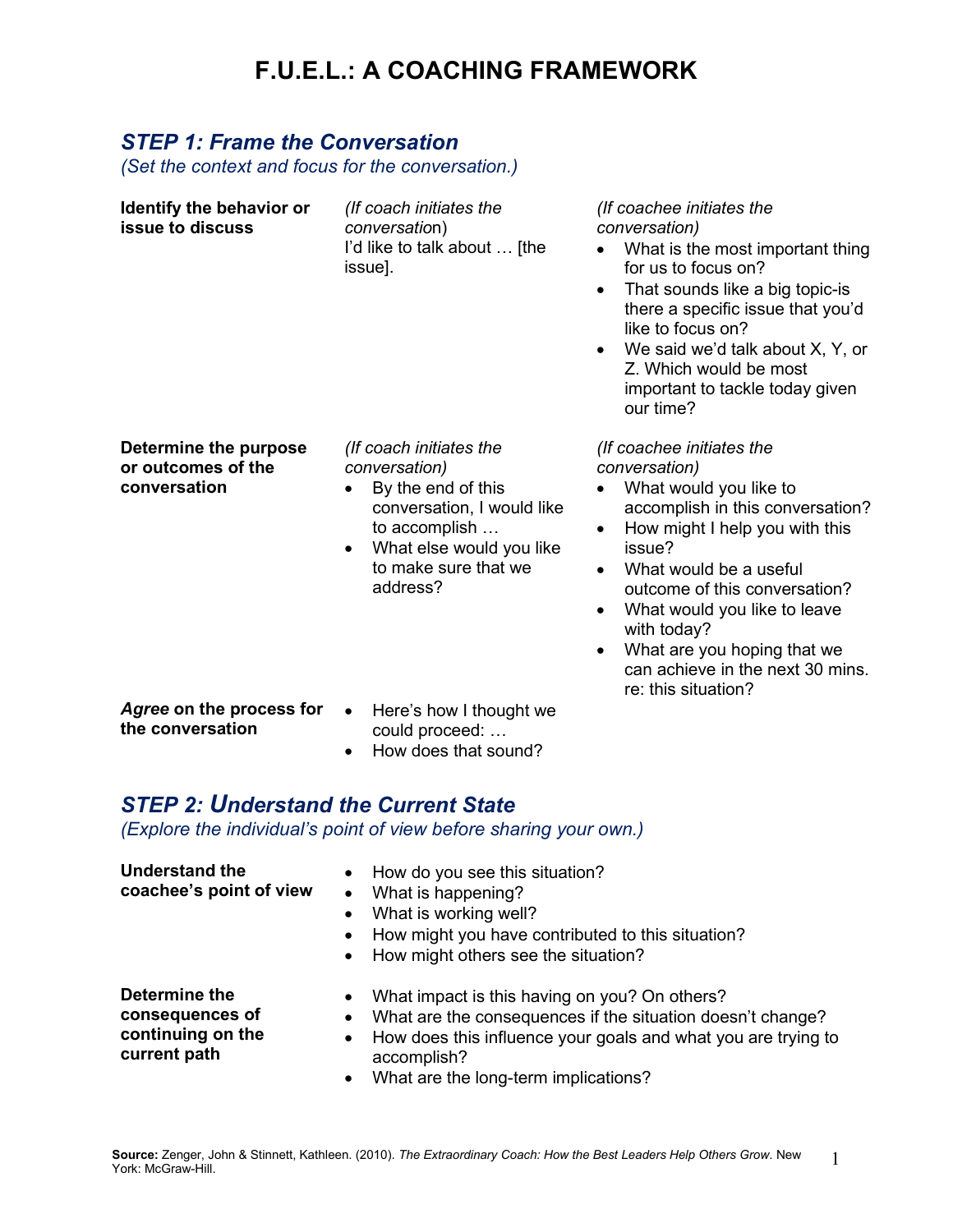# F.U.E.L.: A COACHING FRAMEWORK

## *STEP 1: Frame the Conversation*

*(Set the context and focus for the conversation.)*

| | | |
|---|---|---|
| **Identify the behavior or issue to discuss** | *(If coach initiates the conversation)*<br>I'd like to talk about … [the issue]. | *(If coachee initiates the conversation)*<br>• What is the most important thing for us to focus on?<br>• That sounds like a big topic-is there a specific issue that you'd like to focus on?<br>• We said we'd talk about X, Y, or Z. Which would be most important to tackle today given our time? |
| **Determine the purpose or outcomes of the conversation** | *(If coach initiates the conversation)*<br>• By the end of this conversation, I would like to accomplish …<br>• What else would you like to make sure that we address? | *(If coachee initiates the conversation)*<br>• What would you like to accomplish in this conversation?<br>• How might I help you with this issue?<br>• What would be a useful outcome of this conversation?<br>• What would you like to leave with today?<br>• What are you hoping that we can achieve in the next 30 mins. re: this situation? |
| ***Agree* on the process for the conversation** | • Here's how I thought we could proceed: …<br>• How does that sound? | |

## *STEP 2: Understand the Current State*

*(Explore the individual's point of view before sharing your own.)*

**Understand the coachee's point of view**

- How do you see this situation?
- What is happening?
- What is working well?
- How might you have contributed to this situation?
- How might others see the situation?

**Determine the consequences of continuing on the current path**

- What impact is this having on you? On others?
- What are the consequences if the situation doesn't change?
- How does this influence your goals and what you are trying to accomplish?
- What are the long-term implications?

**Source:** Zenger, John & Stinnett, Kathleen. (2010). *The Extraordinary Coach: How the Best Leaders Help Others Grow*. New York: McGraw-Hill.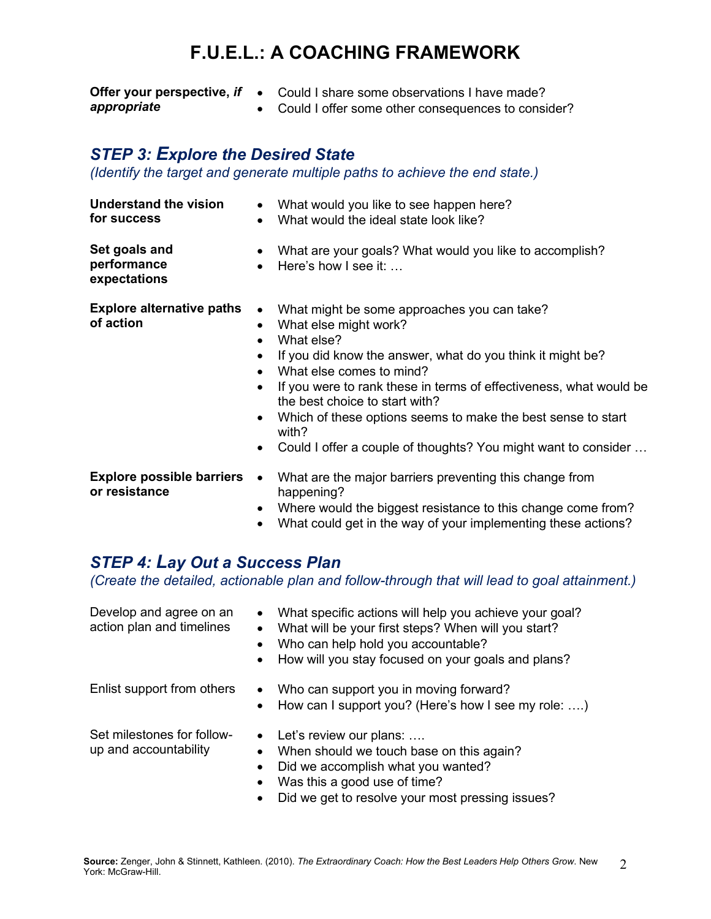# F.U.E.L.: A COACHING FRAMEWORK

| | |
|---|---|
| **Offer your perspective, *if appropriate*** | • Could I share some observations I have made?<br>• Could I offer some other consequences to consider? |

## *STEP 3: Explore the Desired State*

*(Identify the target and generate multiple paths to achieve the end state.)*

| | |
|---|---|
| **Understand the vision for success** | • What would you like to see happen here?<br>• What would the ideal state look like? |
| **Set goals and performance expectations** | • What are your goals? What would you like to accomplish?<br>• Here's how I see it: … |
| **Explore alternative paths of action** | • What might be some approaches you can take?<br>• What else might work?<br>• What else?<br>• If you did know the answer, what do you think it might be?<br>• What else comes to mind?<br>• If you were to rank these in terms of effectiveness, what would be the best choice to start with?<br>• Which of these options seems to make the best sense to start with?<br>• Could I offer a couple of thoughts? You might want to consider … |
| **Explore possible barriers or resistance** | • What are the major barriers preventing this change from happening?<br>• Where would the biggest resistance to this change come from?<br>• What could get in the way of your implementing these actions? |

## *STEP 4: Lay Out a Success Plan*

*(Create the detailed, actionable plan and follow-through that will lead to goal attainment.)*

| | |
|---|---|
| Develop and agree on an action plan and timelines | • What specific actions will help you achieve your goal?<br>• What will be your first steps? When will you start?<br>• Who can help hold you accountable?<br>• How will you stay focused on your goals and plans? |
| Enlist support from others | • Who can support you in moving forward?<br>• How can I support you? (Here's how I see my role: ….) |
| Set milestones for follow-up and accountability | • Let's review our plans: ….<br>• When should we touch base on this again?<br>• Did we accomplish what you wanted?<br>• Was this a good use of time?<br>• Did we get to resolve your most pressing issues? |

**Source:** Zenger, John & Stinnett, Kathleen. (2010). *The Extraordinary Coach: How the Best Leaders Help Others Grow*. New York: McGraw-Hill.